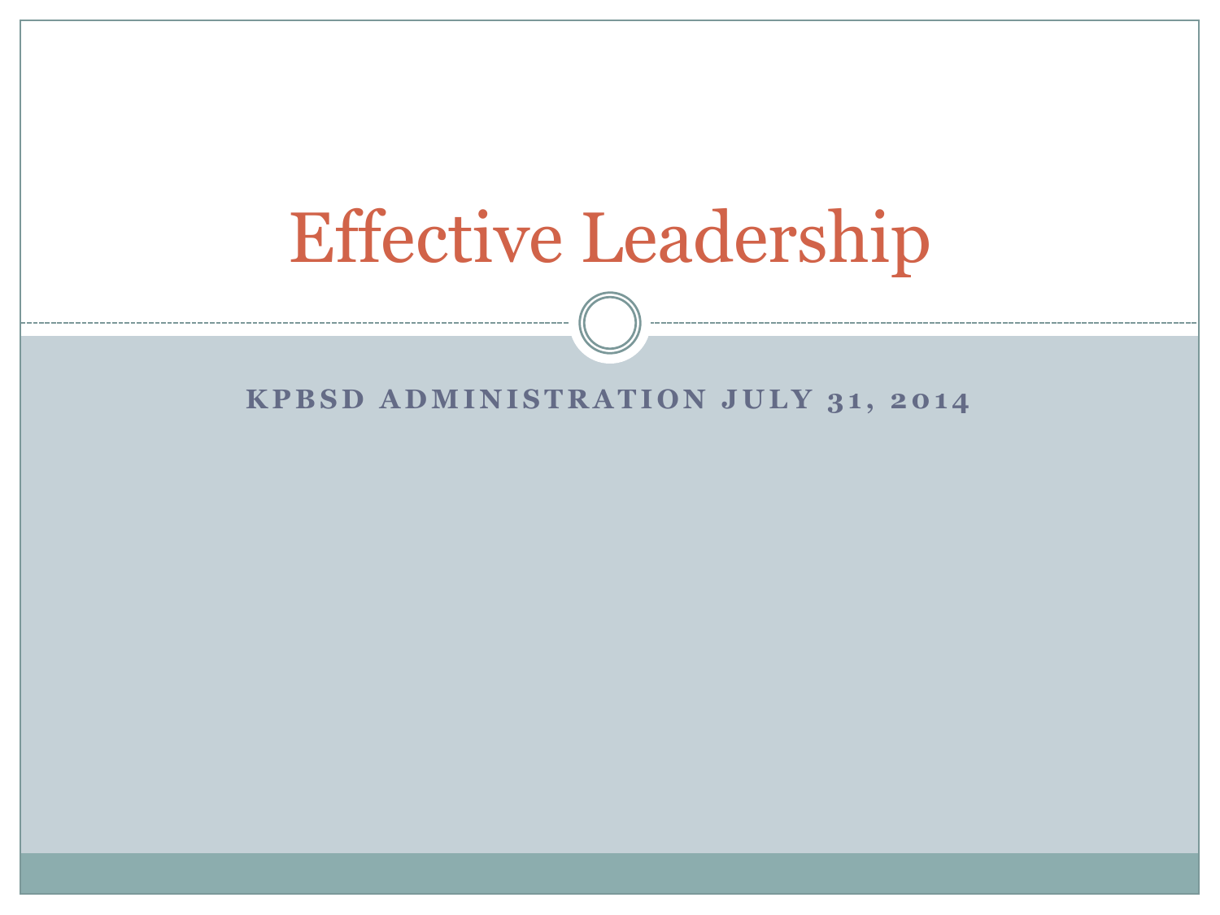# Effective Leadership

**KPBSD ADMINISTRATION JULY 31, 2014**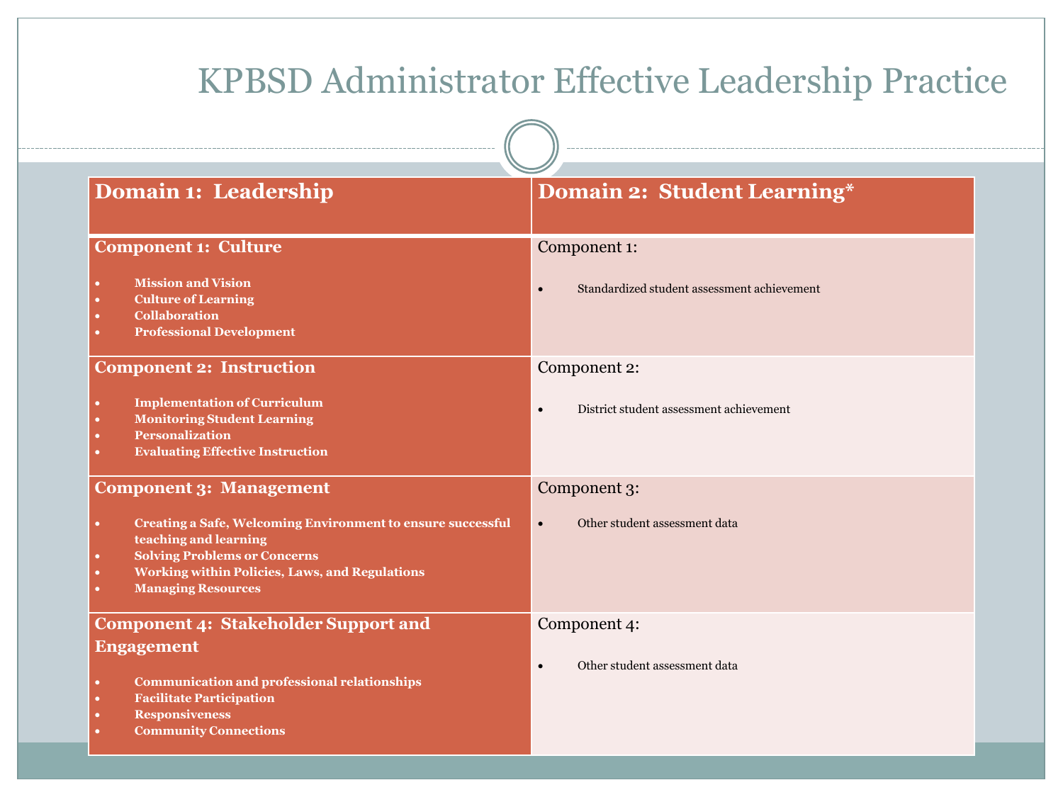# KPBSD Administrator Effective Leadership Practice

| Domain 1: Leadership | Domain 2: Student Learning* |
|---|---|
| **Component 1: Culture**<br>• **Mission and Vision**<br>• **Culture of Learning**<br>• **Collaboration**<br>• **Professional Development** | Component 1:<br>• Standardized student assessment achievement |
| **Component 2: Instruction**<br>• **Implementation of Curriculum**<br>• **Monitoring Student Learning**<br>• **Personalization**<br>• **Evaluating Effective Instruction** | Component 2:<br>• District student assessment achievement |
| **Component 3: Management**<br>• **Creating a Safe, Welcoming Environment to ensure successful teaching and learning**<br>• **Solving Problems or Concerns**<br>• **Working within Policies, Laws, and Regulations**<br>• **Managing Resources** | Component 3:<br>• Other student assessment data |
| **Component 4: Stakeholder Support and Engagement**<br>• **Communication and professional relationships**<br>• **Facilitate Participation**<br>• **Responsiveness**<br>• **Community Connections** | Component 4:<br>• Other student assessment data |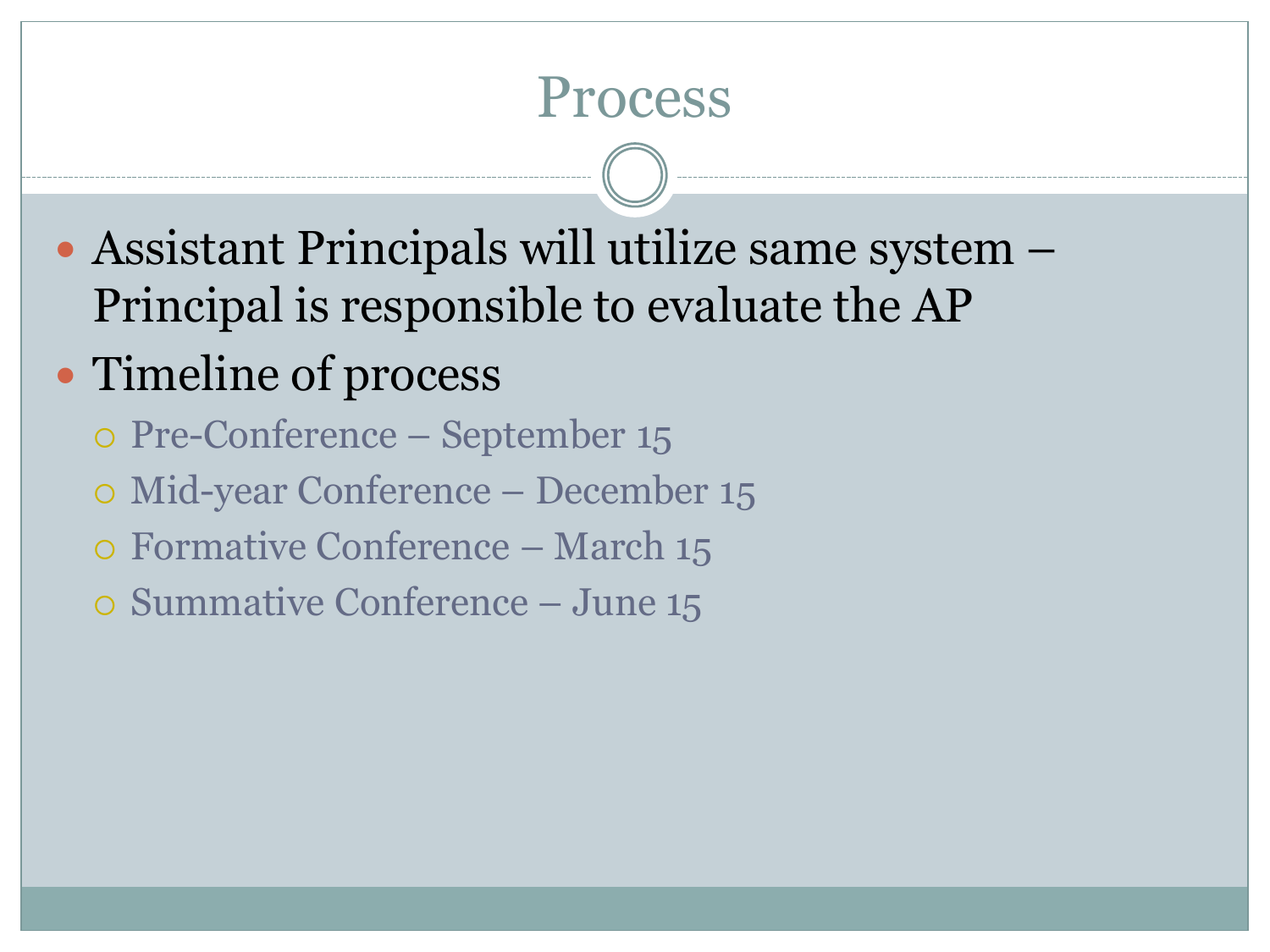# Process

- Assistant Principals will utilize same system – Principal is responsible to evaluate the AP
- Timeline of process
  - Pre-Conference – September 15
  - Mid-year Conference – December 15
  - Formative Conference – March 15
  - Summative Conference – June 15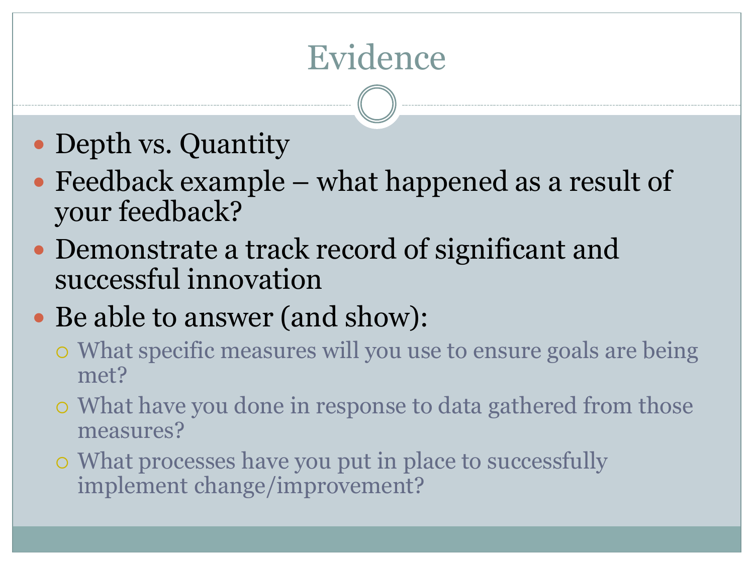# Evidence

- Depth vs. Quantity
- Feedback example – what happened as a result of your feedback?
- Demonstrate a track record of significant and successful innovation
- Be able to answer (and show):
  - What specific measures will you use to ensure goals are being met?
  - What have you done in response to data gathered from those measures?
  - What processes have you put in place to successfully implement change/improvement?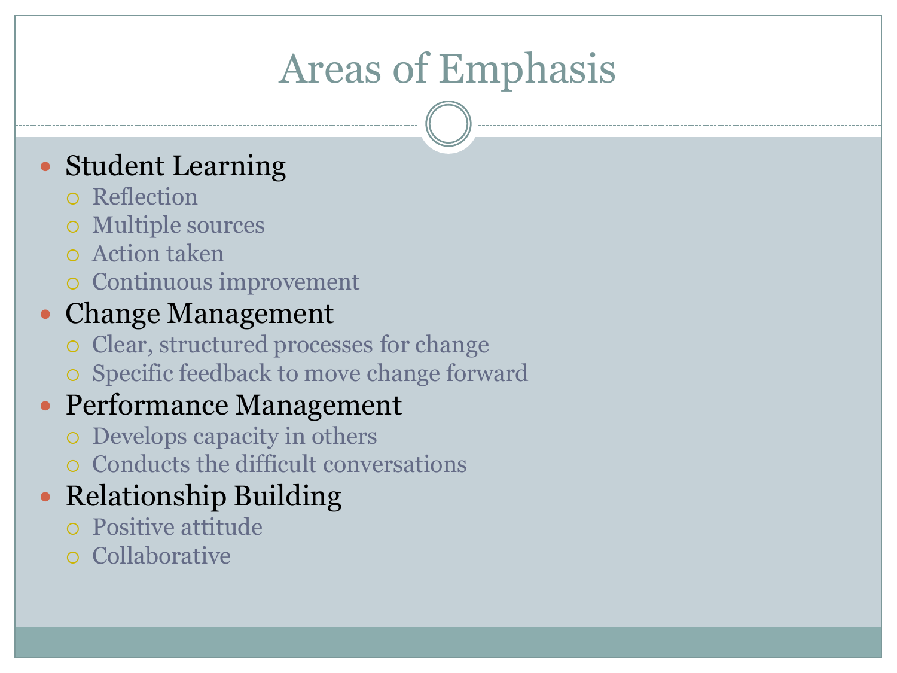# Areas of Emphasis

- Student Learning
  - Reflection
  - Multiple sources
  - Action taken
  - Continuous improvement
- Change Management
  - Clear, structured processes for change
  - Specific feedback to move change forward
- Performance Management
  - Develops capacity in others
  - Conducts the difficult conversations
- Relationship Building
  - Positive attitude
  - Collaborative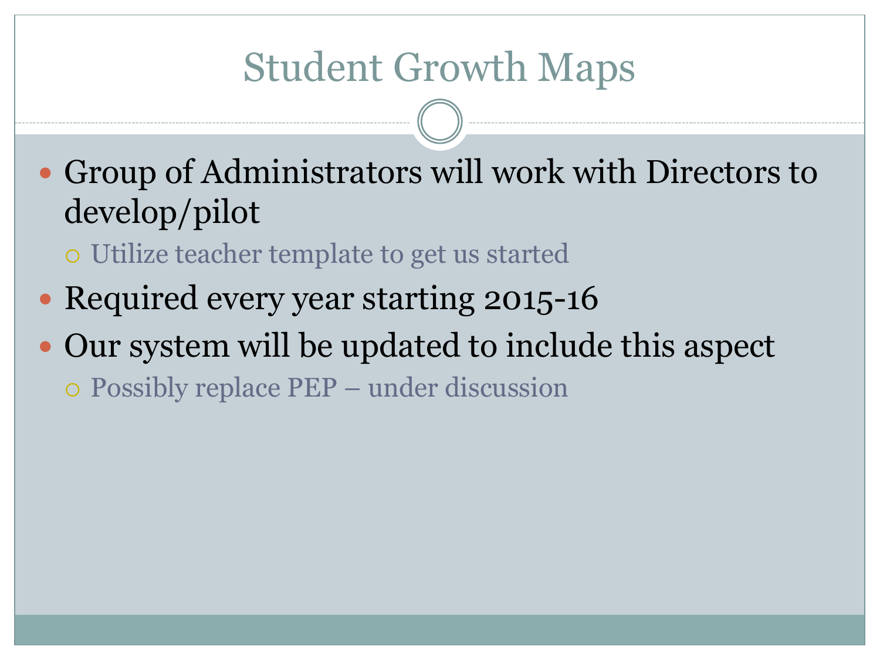# Student Growth Maps

- Group of Administrators will work with Directors to develop/pilot
  - Utilize teacher template to get us started
- Required every year starting 2015-16
- Our system will be updated to include this aspect
  - Possibly replace PEP – under discussion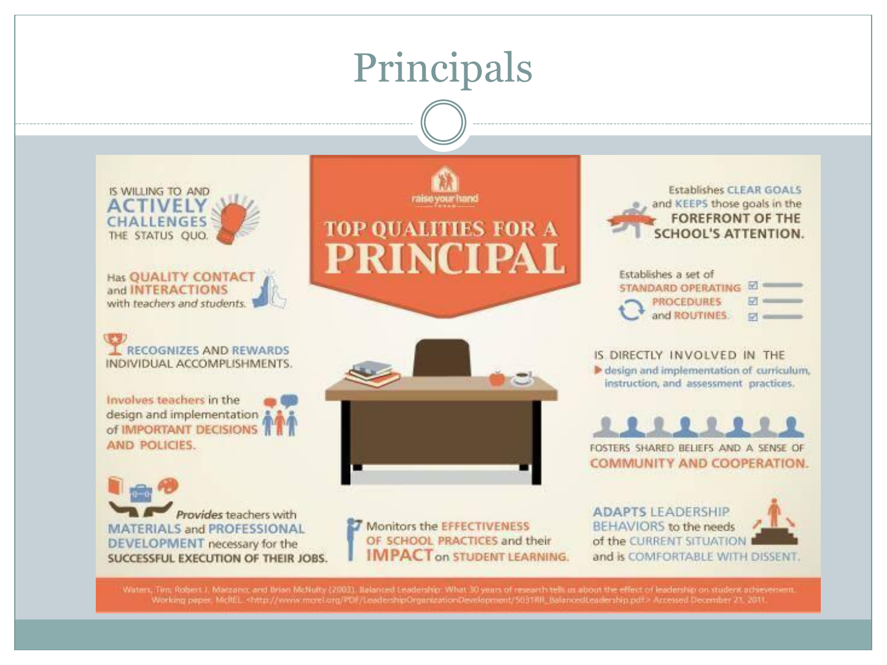# Principals

## TOP QUALITIES FOR A PRINCIPAL

raise your hand TEXAS

- IS WILLING TO AND **ACTIVELY CHALLENGES** THE STATUS QUO.
- Has **QUALITY CONTACT** and **INTERACTIONS** with *teachers and students.*
- **RECOGNIZES** AND **REWARDS** INDIVIDUAL ACCOMPLISHMENTS.
- **Involves teachers** in the design and implementation of **IMPORTANT DECISIONS AND POLICIES.**
- *Provides* teachers with **MATERIALS** and **PROFESSIONAL DEVELOPMENT** necessary for the **SUCCESSFUL EXECUTION OF THEIR JOBS.**
- Monitors the **EFFECTIVENESS OF SCHOOL PRACTICES** and their **IMPACT** on **STUDENT LEARNING.**
- Establishes **CLEAR GOALS** and **KEEPS** those goals in the **FOREFRONT OF THE SCHOOL'S ATTENTION.**
- Establishes a set of **STANDARD OPERATING PROCEDURES** and **ROUTINES.**
- IS DIRECTLY INVOLVED IN THE design and implementation of curriculum, instruction, and assessment practices.
- FOSTERS SHARED BELIEFS AND A SENSE OF **COMMUNITY AND COOPERATION.**
- **ADAPTS LEADERSHIP BEHAVIORS** to the needs of the **CURRENT SITUATION** and is **COMFORTABLE WITH DISSENT.**

Waters, Tim; Robert J. Marzano; and Brian McNulty (2003). Balanced Leadership: What 30 years of research tells us about the effect of leadership on student achievement. Working paper, McREL. <http://www.mcrel.org/PDF/LeadershipOrganizationDevelopment/5031RR_BalancedLeadership.pdf> Accessed December 21, 2011.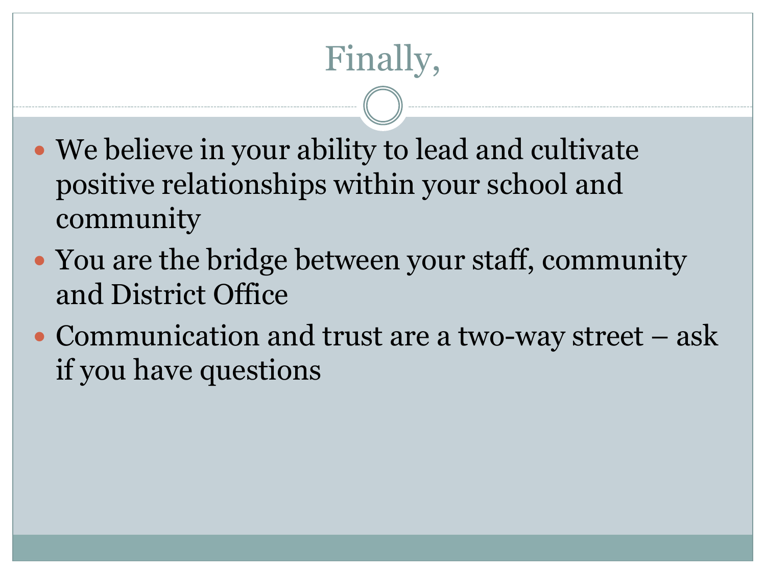# Finally,

- We believe in your ability to lead and cultivate positive relationships within your school and community
- You are the bridge between your staff, community and District Office
- Communication and trust are a two-way street – ask if you have questions